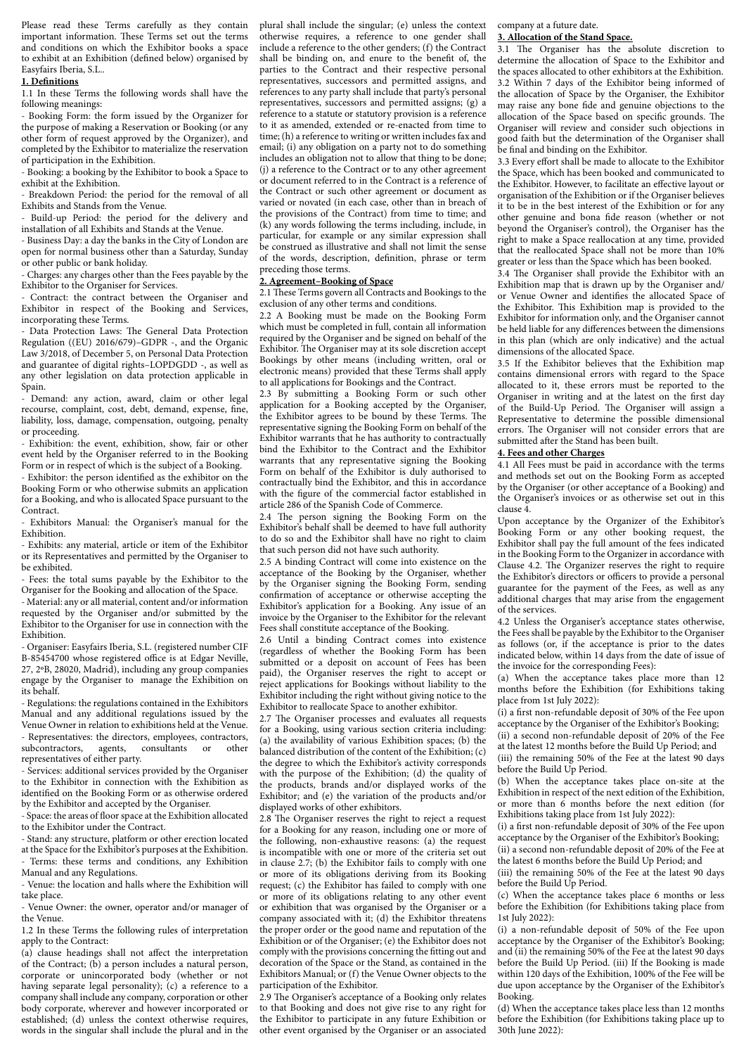Please read these Terms carefully as they contain important information. These Terms set out the terms and conditions on which the Exhibitor books a space to exhibit at an Exhibition (defined below) organised by Easyfairs Iberia, S.L..

## 1. Definitions

1.1 In these Terms the following words shall have the following meanings:

- Booking Form: the form issued by the Organizer for the purpose of making a Reservation or Booking (or any other form of request approved by the Organizer), and completed by the Exhibitor to materialize the reservation of participation in the Exhibition.
- Booking: a booking by the Exhibitor to book a Space to exhibit at the Exhibition.
- Breakdown Period: the period for the removal of all Exhibits and Stands from the Venue.
- Build-up Period: the period for the delivery and installation of all Exhibits and Stands at the Venue.
- Business Day: a day the banks in the City of London are open for normal business other than a Saturday, Sunday or other public or bank holiday.
- Charges: any charges other than the Fees payable by the Exhibitor to the Organiser for Services.
- Contract: the contract between the Organiser and Exhibitor in respect of the Booking and Services, incorporating these Terms.
- Data Protection Laws: The General Data Protection Regulation ((EU) 2016/679)–GDPR -, and the Organic Law 3/2018, of December 5, on Personal Data Protection and guarantee of digital rights–LOPDGDD -, as well as any other legislation on data protection applicable in Spain.
- Demand: any action, award, claim or other legal recourse, complaint, cost, debt, demand, expense, fine, liability, loss, damage, compensation, outgoing, penalty or proceeding.
- Exhibition: the event, exhibition, show, fair or other event held by the Organiser referred to in the Booking Form or in respect of which is the subject of a Booking.
- Exhibitor: the person identified as the exhibitor on the Booking Form or who otherwise submits an application for a Booking, and who is allocated Space pursuant to the Contract.
- Exhibitors Manual: the Organiser's manual for the Exhibition.
- Exhibits: any material, article or item of the Exhibitor or its Representatives and permitted by the Organiser to be exhibited.
- Fees: the total sums payable by the Exhibitor to the Organiser for the Booking and allocation of the Space.
- Material: any or all material, content and/or information requested by the Organiser and/or submitted by the Exhibitor to the Organiser for use in connection with the Exhibition.
- Organiser: Easyfairs Iberia, S.L. (registered number CIF B-85454700 whose registered office is at Edgar Neville, 27, 2ºB, 28020, Madrid), including any group companies engage by the Organiser to manage the Exhibition on its behalf.
- Regulations: the regulations contained in the Exhibitors Manual and any additional regulations issued by the Venue Owner in relation to exhibitions held at the Venue.
- Representatives: the directors, employees, contractors, subcontractors, agents, consultants or other representatives of either party.
- Services: additional services provided by the Organiser to the Exhibitor in connection with the Exhibition as identified on the Booking Form or as otherwise ordered by the Exhibitor and accepted by the Organiser.
- Space: the areas of floor space at the Exhibition allocated to the Exhibitor under the Contract.
- Stand: any structure, platform or other erection located at the Space for the Exhibitor's purposes at the Exhibition.
- Terms: these terms and conditions, any Exhibition Manual and any Regulations.
- Venue: the location and halls where the Exhibition will take place.
- Venue Owner: the owner, operator and/or manager of the Venue.

1.2 In these Terms the following rules of interpretation apply to the Contract:

(a) clause headings shall not affect the interpretation of the Contract; (b) a person includes a natural person, corporate or unincorporated body (whether or not having separate legal personality); (c) a reference to a company shall include any company, corporation or other body corporate, wherever and however incorporated or established; (d) unless the context otherwise requires, words in the singular shall include the plural and in the plural shall include the singular; (e) unless the context otherwise requires, a reference to one gender shall include a reference to the other genders; (f) the Contract shall be binding on, and enure to the benefit of, the parties to the Contract and their respective personal representatives, successors and permitted assigns, and references to any party shall include that party's personal representatives, successors and permitted assigns; (g) a reference to a statute or statutory provision is a reference to it as amended, extended or re-enacted from time to time; (h) a reference to writing or written includes fax and email; (i) any obligation on a party not to do something includes an obligation not to allow that thing to be done; (j) a reference to the Contract or to any other agreement or document referred to in the Contract is a reference of the Contract or such other agreement or document as varied or novated (in each case, other than in breach of the provisions of the Contract) from time to time; and (k) any words following the terms including, include, in particular, for example or any similar expression shall be construed as illustrative and shall not limit the sense of the words, description, definition, phrase or term preceding those terms.

## 2. Agreement–Booking of Space

2.1 These Terms govern all Contracts and Bookings to the exclusion of any other terms and conditions.

2.2 A Booking must be made on the Booking Form which must be completed in full, contain all information required by the Organiser and be signed on behalf of the Exhibitor. The Organiser may at its sole discretion accept Bookings by other means (including written, oral or electronic means) provided that these Terms shall apply to all applications for Bookings and the Contract.

2.3 By submitting a Booking Form or such other application for a Booking accepted by the Organiser, the Exhibitor agrees to be bound by these Terms. The representative signing the Booking Form on behalf of the Exhibitor warrants that he has authority to contractually bind the Exhibitor to the Contract and the Exhibitor warrants that any representative signing the Booking Form on behalf of the Exhibitor is duly authorised to contractually bind the Exhibitor, and this in accordance with the figure of the commercial factor established in article 286 of the Spanish Code of Commerce.

2.4 The person signing the Booking Form on the Exhibitor's behalf shall be deemed to have full authority to do so and the Exhibitor shall have no right to claim that such person did not have such authority.

2.5 A binding Contract will come into existence on the acceptance of the Booking by the Organiser, whether by the Organiser signing the Booking Form, sending confirmation of acceptance or otherwise accepting the Exhibitor's application for a Booking. Any issue of an invoice by the Organiser to the Exhibitor for the relevant Fees shall constitute acceptance of the Booking.

2.6 Until a binding Contract comes into existence (regardless of whether the Booking Form has been submitted or a deposit on account of Fees has been paid), the Organiser reserves the right to accept or reject applications for Bookings without liability to the Exhibitor including the right without giving notice to the Exhibitor to reallocate Space to another exhibitor.

2.7 The Organiser processes and evaluates all requests for a Booking, using various section criteria including: (a) the availability of various Exhibition spaces; (b) the balanced distribution of the content of the Exhibition; (c) the degree to which the Exhibitor's activity corresponds with the purpose of the Exhibition; (d) the quality of the products, brands and/or displayed works of the Exhibitor; and (e) the variation of the products and/or displayed works of other exhibitors.

2.8 The Organiser reserves the right to reject a request for a Booking for any reason, including one or more of the following, non-exhaustive reasons: (a) the request is incompatible with one or more of the criteria set out in clause 2.7; (b) the Exhibitor fails to comply with one or more of its obligations deriving from its Booking request; (c) the Exhibitor has failed to comply with one or more of its obligations relating to any other event or exhibition that was organised by the Organiser or a company associated with it; (d) the Exhibitor threatens the proper order or the good name and reputation of the Exhibition or of the Organiser; (e) the Exhibitor does not comply with the provisions concerning the fitting out and decoration of the Space or the Stand, as contained in the Exhibitors Manual; or (f) the Venue Owner objects to the participation of the Exhibitor.

2.9 The Organiser's acceptance of a Booking only relates to that Booking and does not give rise to any right for the Exhibitor to participate in any future Exhibition or other event organised by the Organiser or an associated company at a future date.

## 3. Allocation of the Stand Space.

3.1 The Organiser has the absolute discretion to determine the allocation of Space to the Exhibitor and the spaces allocated to other exhibitors at the Exhibition.

3.2 Within 7 days of the Exhibitor being informed of the allocation of Space by the Organiser, the Exhibitor may raise any bone fide and genuine objections to the allocation of the Space based on specific grounds. The Organiser will review and consider such objections in good faith but the determination of the Organiser shall be final and binding on the Exhibitor.

3.3 Every effort shall be made to allocate to the Exhibitor the Space, which has been booked and communicated to the Exhibitor. However, to facilitate an effective layout or organisation of the Exhibition or if the Organiser believes it to be in the best interest of the Exhibition or for any other genuine and bona fide reason (whether or not beyond the Organiser's control), the Organiser has the right to make a Space reallocation at any time, provided that the reallocated Space shall not be more than 10% greater or less than the Space which has been booked.

3.4 The Organiser shall provide the Exhibitor with an Exhibition map that is drawn up by the Organiser and/or Venue Owner and identifies the allocated Space of the Exhibitor. This Exhibition map is provided to the Exhibitor for information only, and the Organiser cannot be held liable for any differences between the dimensions in this plan (which are only indicative) and the actual dimensions of the allocated Space.

3.5 If the Exhibitor believes that the Exhibition map contains dimensional errors with regard to the Space allocated to it, these errors must be reported to the Organiser in writing and at the latest on the first day of the Build-Up Period. The Organiser will assign a Representative to determine the possible dimensional errors. The Organiser will not consider errors that are submitted after the Stand has been built.

## 4. Fees and other Charges

4.1 All Fees must be paid in accordance with the terms and methods set out on the Booking Form as accepted by the Organiser (or other acceptance of a Booking) and the Organiser's invoices or as otherwise set out in this clause 4.

Upon acceptance by the Organizer of the Exhibitor's Booking Form or any other booking request, the Exhibitor shall pay the full amount of the fees indicated in the Booking Form to the Organizer in accordance with Clause 4.2. The Organizer reserves the right to require the Exhibitor's directors or officers to provide a personal guarantee for the payment of the Fees, as well as any additional charges that may arise from the engagement of the services.

4.2 Unless the Organiser's acceptance states otherwise, the Fees shall be payable by the Exhibitor to the Organiser as follows (or, if the acceptance is prior to the dates indicated below, within 14 days from the date of issue of the invoice for the corresponding Fees):

(a) When the acceptance takes place more than 12 months before the Exhibition (for Exhibitions taking place from 1st July 2022):

(i) a first non-refundable deposit of 30% of the Fee upon acceptance by the Organiser of the Exhibitor's Booking;
(ii) a second non-refundable deposit of 20% of the Fee at the latest 12 months before the Build Up Period; and
(iii) the remaining 50% of the Fee at the latest 90 days before the Build Up Period.

(b) When the acceptance takes place on-site at the Exhibition in respect of the next edition of the Exhibition, or more than 6 months before the next edition (for Exhibitions taking place from 1st July 2022):

(i) a first non-refundable deposit of 30% of the Fee upon acceptance by the Organiser of the Exhibitor's Booking;
(ii) a second non-refundable deposit of 20% of the Fee at the latest 6 months before the Build Up Period; and
(iii) the remaining 50% of the Fee at the latest 90 days before the Build Up Period.

(c) When the acceptance takes place 6 months or less before the Exhibition (for Exhibitions taking place from 1st July 2022):

(i) a non-refundable deposit of 50% of the Fee upon acceptance by the Organiser of the Exhibitor's Booking; and (ii) the remaining 50% of the Fee at the latest 90 days before the Build Up Period. (iii) If the Booking is made within 120 days of the Exhibition, 100% of the Fee will be due upon acceptance by the Organiser of the Exhibitor's Booking.

(d) When the acceptance takes place less than 12 months before the Exhibition (for Exhibitions taking place up to 30th June 2022):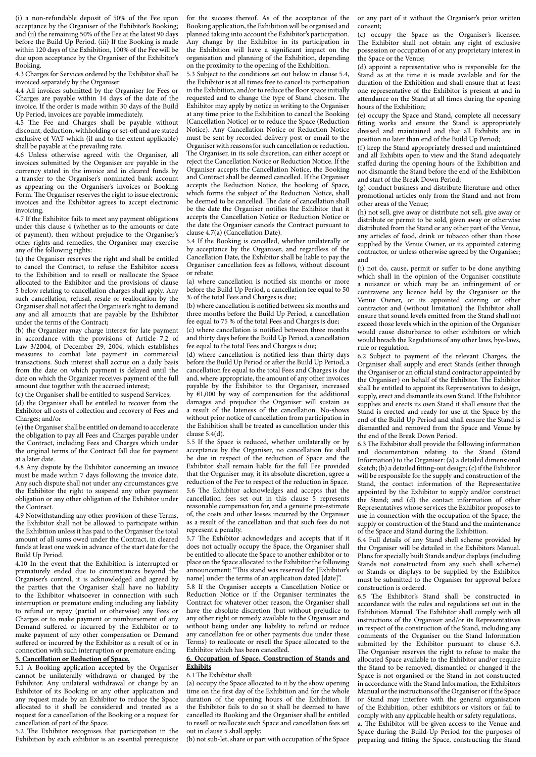(i) a non-refundable deposit of 50% of the Fee upon acceptance by the Organiser of the Exhibitor's Booking; and (ii) the remaining 50% of the Fee at the latest 90 days before the Build Up Period. (iii) If the Booking is made within 120 days of the Exhibition, 100% of the Fee will be due upon acceptance by the Organiser of the Exhibitor's Booking.

4.3 Charges for Services ordered by the Exhibitor shall be invoiced separately by the Organiser.

4.4 All invoices submitted by the Organiser for Fees or Charges are payable within 14 days of the date of the invoice. If the order is made within 30 days of the Build Up Period, invoices are payable immediately.

4.5 The Fee and Charges shall be payable without discount, deduction, withholding or set-off and are stated exclusive of VAT which (if and to the extent applicable) shall be payable at the prevailing rate.

4.6 Unless otherwise agreed with the Organiser, all invoices submitted by the Organiser are payable in the currency stated in the invoice and in cleared funds by a transfer to the Organiser's nominated bank account as appearing on the Organiser's invoices or Booking Form. The Organiser reserves the right to issue electronic invoices and the Exhibitor agrees to accept electronic invoicing.

4.7 If the Exhibitor fails to meet any payment obligations under this clause 4 (whether as to the amounts or date of payment), then without prejudice to the Organiser's other rights and remedies, the Organiser may exercise any of the following rights:

(a) the Organiser reserves the right and shall be entitled to cancel the Contract, to refuse the Exhibitor access to the Exhibition and to resell or reallocate the Space allocated to the Exhibitor and the provisions of clause 5 below relating to cancellation charges shall apply. Any such cancellation, refusal, resale or reallocation by the Organiser shall not affect the Organiser's right to demand any and all amounts that are payable by the Exhibitor under the terms of the Contract;

(b) the Organizer may charge interest for late payment in accordance with the provisions of Article 7.2 of Law 3/2004, of December 29, 2004, which establishes measures to combat late payment in commercial transactions. Such interest shall accrue on a daily basis from the date on which payment is delayed until the date on which the Organizer receives payment of the full amount due together with the accrued interest;

(c) the Organiser shall be entitled to suspend Services;

(d) the Organiser shall be entitled to recover from the Exhibitor all costs of collection and recovery of Fees and Charges; and/or

(e) the Organiser shall be entitled on demand to accelerate the obligation to pay all Fees and Charges payable under the Contract, including Fees and Charges which under the original terms of the Contract fall due for payment at a later date.

4.8 Any dispute by the Exhibitor concerning an invoice must be made within 7 days following the invoice date. Any such dispute shall not under any circumstances give the Exhibitor the right to suspend any other payment obligation or any other obligation of the Exhibitor under the Contract.

4.9 Notwithstanding any other provision of these Terms, the Exhibitor shall not be allowed to participate within the Exhibition unless it has paid to the Organiser the total amount of all sums owed under the Contract, in cleared funds at least one week in advance of the start date for the Build Up Period.

4.10 In the event that the Exhibition is interrupted or prematurely ended due to circumstances beyond the Organiser's control, it is acknowledged and agreed by the parties that the Organiser shall have no liability to the Exhibitor whatsoever in connection with such interruption or premature ending including any liability to refund or repay (partial or otherwise) any Fees or Charges or to make payment or reimbursement of any Demand suffered or incurred by the Exhibitor or to make payment of any other compensation or Demand suffered or incurred by the Exhibitor as a result of or in connection with such interruption or premature ending.

**5. Cancellation or Reduction of Space.**

5.1 A Booking application accepted by the Organiser cannot be unilaterally withdrawn or changed by the Exhibitor. Any unilateral withdrawal or change by an Exhibitor of its Booking or any other application and any request made by an Exhibitor to reduce the Space allocated to it shall be considered and treated as a request for a cancellation of the Booking or a request for cancellation of part of the Space.

5.2 The Exhibitor recognises that participation in the Exhibition by each exhibitor is an essential prerequisite for the success thereof. As of the acceptance of the Booking application, the Exhibition will be organised and planned taking into account the Exhibitor's participation. Any change by the Exhibitor in its participation in the Exhibition will have a significant impact on the organisation and planning of the Exhibition, depending on the proximity to the opening of the Exhibition.

5.3 Subject to the conditions set out below in clause 5.4, the Exhibitor is at all times free to cancel its participation in the Exhibition, and/or to reduce the floor space initially requested and to change the type of Stand chosen. The Exhibitor may apply by notice in writing to the Organiser at any time prior to the Exhibition to cancel the Booking (Cancellation Notice) or to reduce the Space (Reduction Notice). Any Cancellation Notice or Reduction Notice must be sent by recorded delivery post or email to the Organiser with reasons for such cancellation or reduction. The Organiser, in its sole discretion, can either accept or reject the Cancellation Notice or Reduction Notice. If the Organiser accepts the Cancellation Notice, the Booking and Contract shall be deemed cancelled. If the Organiser accepts the Reduction Notice, the booking of Space, which forms the subject of the Reduction Notice, shall be deemed to be cancelled. The date of cancellation shall be the date the Organiser notifies the Exhibitor that it accepts the Cancellation Notice or Reduction Notice or the date the Organiser cancels the Contract pursuant to clause 4.7(a) (Cancellation Date).

5.4 If the Booking is cancelled, whether unilaterally or by acceptance by the Organiser, and regardless of the Cancellation Date, the Exhibitor shall be liable to pay the Organiser cancellation fees as follows, without discount or rebate:

(a) where cancellation is notified six months or more before the Build Up Period, a cancellation fee equal to 50 % of the total Fees and Charges is due;

(b) where cancellation is notified between six months and three months before the Build Up Period, a cancellation fee equal to 75 % of the total Fees and Charges is due;

(c) where cancellation is notified between three months and thirty days before the Build Up Period, a cancellation fee equal to the total Fees and Charges is due;

(d) where cancellation is notified less than thirty days before the Build Up Period or after the Build Up Period, a cancellation fee equal to the total Fees and Charges is due and, where appropriate, the amount of any other invoices payable by the Exhibitor to the Organiser, increased by €1,000 by way of compensation for the additional damages and prejudice the Organiser will sustain as a result of the lateness of the cancellation. No-shows without prior notice of cancellation from participation in the Exhibition shall be treated as cancellation under this clause 5.4(d).

5.5 If the Space is reduced, whether unilaterally or by acceptance by the Organiser, no cancellation fee shall be due in respect of the reduction of Space and the Exhibitor shall remain liable for the full Fee provided that the Organiser may, it its absolute discretion, agree a reduction of the Fee to respect of the reduction in Space.

5.6 The Exhibitor acknowledges and accepts that the cancellation fees set out in this clause 5 represents reasonable compensation for, and a genuine pre-estimate of, the costs and other losses incurred by the Organiser as a result of the cancellation and that such fees do not represent a penalty.

5.7 The Exhibitor acknowledges and accepts that if it does not actually occupy the Space, the Organiser shall be entitled to allocate the Space to another exhibitor or to place on the Space allocated to the Exhibitor the following announcement: "This stand was reserved for [Exhibitor's name] under the terms of an application dated [date]".

5.8 If the Organiser accepts a Cancellation Notice or Reduction Notice or if the Organiser terminates the Contract for whatever other reason, the Organiser shall have the absolute discretion (but without prejudice to any other right or remedy available to the Organiser and without being under any liability to refund or reduce any cancellation fee or other payments due under these Terms) to reallocate or resell the Space allocated to the Exhibitor which has been cancelled.

**6. Occupation of Space, Construction of Stands and Exhibits**

6.1 The Exhibitor shall:

(a) occupy the Space allocated to it by the show opening time on the first day of the Exhibition and for the whole duration of the opening hours of the Exhibition. If the Exhibitor fails to do so it shall be deemed to have cancelled its Booking and the Organiser shall be entitled to resell or reallocate such Space and cancellation fees set out in clause 5 shall apply;

(b) not sub-let, share or part with occupation of the Space or any part of it without the Organiser's prior written consent;

(c) occupy the Space as the Organiser's licensee. The Exhibitor shall not obtain any right of exclusive possession or occupation of or any proprietary interest in the Space or the Venue;

(d) appoint a representative who is responsible for the Stand as at the time it is made available and for the duration of the Exhibition and shall ensure that at least one representative of the Exhibitor is present at and in attendance on the Stand at all times during the opening hours of the Exhibition;

(e) occupy the Space and Stand, complete all necessary fitting works and ensure the Stand is appropriately dressed and maintained and that all Exhibits are in position no later than end of the Build Up Period;

(f) keep the Stand appropriately dressed and maintained and all Exhibits open to view and the Stand adequately staffed during the opening hours of the Exhibition and not dismantle the Stand before the end of the Exhibition and start of the Break Down Period;

(g) conduct business and distribute literature and other promotional articles only from the Stand and not from other areas of the Venue;

(h) not sell, give away or distribute not sell, give away or distribute or permit to be sold, given away or otherwise distributed from the Stand or any other part of the Venue, any articles of food, drink or tobacco other than those supplied by the Venue Owner, or its appointed catering contractor, or unless otherwise agreed by the Organiser; and

(i) not do, cause, permit or suffer to be done anything which shall in the opinion of the Organiser constitute a nuisance or which may be an infringement of or contravene any licence held by the Organiser or the Venue Owner, or its appointed catering or other contractor and (without limitation) the Exhibitor shall ensure that sound levels emitted from the Stand shall not exceed those levels which in the opinion of the Organiser would cause disturbance to other exhibitors or which would breach the Regulations of any other laws, bye-laws, rule or regulation.

6.2 Subject to payment of the relevant Charges, the Organiser shall supply and erect Stands (either through the Organiser or an official stand contractor appointed by the Organiser) on behalf of the Exhibitor. The Exhibitor shall be entitled to appoint its Representatives to design, supply, erect and dismantle its own Stand. If the Exhibitor supplies and erects its own Stand it shall ensure that the Stand is erected and ready for use at the Space by the end of the Build Up Period and shall ensure the Stand is dismantled and removed from the Space and Venue by the end of the Break Down Period.

6.3 The Exhibitor shall provide the following information and documentation relating to the Stand (Stand Information) to the Organiser: (a) a detailed dimensional sketch; (b) a detailed fitting-out design; (c) if the Exhibitor will be responsible for the supply and construction of the Stand, the contact information of the Representative appointed by the Exhibitor to supply and/or construct the Stand; and (d) the contact information of other Representatives whose services the Exhibitor proposes to use in connection with the occupation of the Space, the supply or construction of the Stand and the maintenance of the Space and Stand during the Exhibition.

6.4 Full details of any Stand shell scheme provided by the Organiser will be detailed in the Exhibitors Manual. Plans for specially built Stands and/or displays (including Stands not constructed from any such shell scheme) or Stands or displays to be supplied by the Exhibitor must be submitted to the Organiser for approval before construction is ordered.

6.5 The Exhibitor's Stand shall be constructed in accordance with the rules and regulations set out in the Exhibition Manual. The Exhibitor shall comply with all instructions of the Organiser and/or its Representatives in respect of the construction of the Stand, including any comments of the Organiser on the Stand Information submitted by the Exhibitor pursuant to clause 6.3. The Organiser reserves the right to refuse to make the allocated Space available to the Exhibitor and/or require the Stand to be removed, dismantled or changed if the Space is not organised or the Stand in not constructed in accordance with the Stand Information, the Exhibitors Manual or the instructions of the Organiser or if the Space or Stand may interfere with the general organisation of the Exhibition, other exhibitors or visitors or fail to comply with any applicable health or safety regulations.

a. The Exhibitor will be given access to the Venue and Space during the Build-Up Period for the purposes of preparing and fitting the Space, constructing the Stand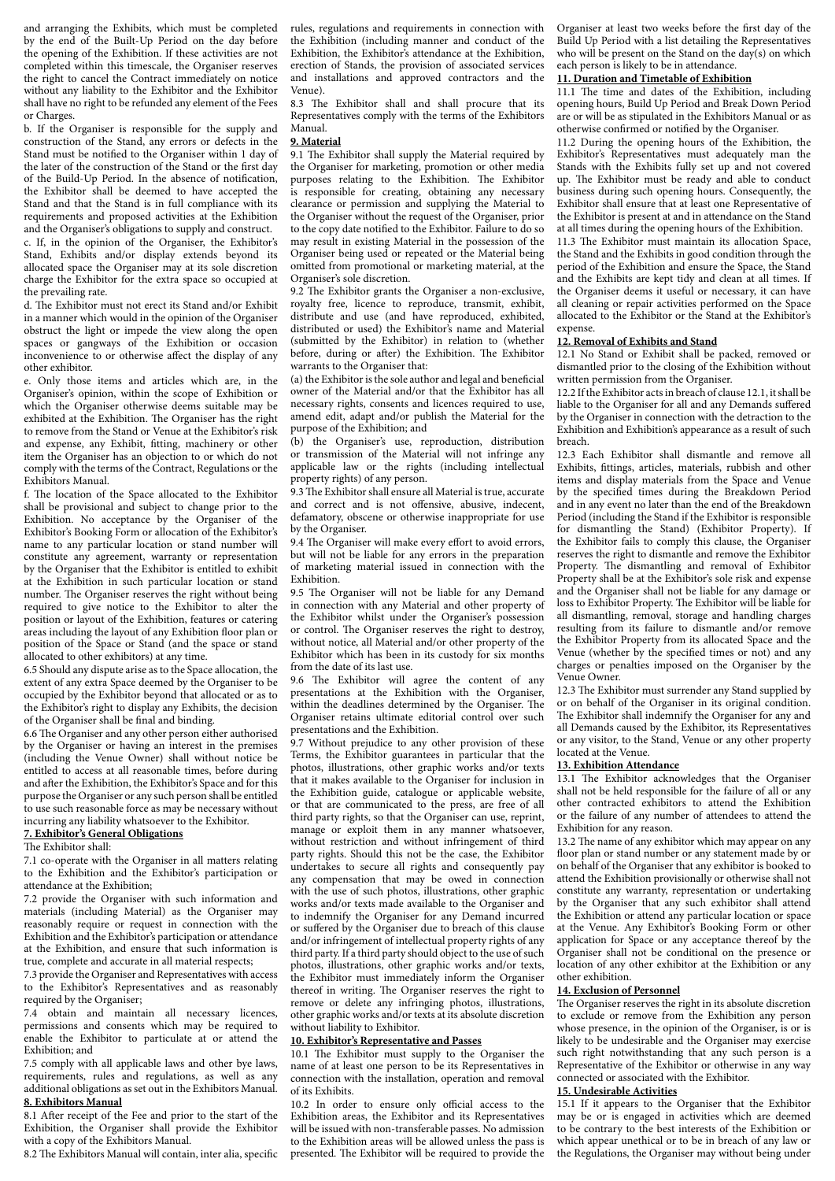and arranging the Exhibits, which must be completed by the end of the Built-Up Period on the day before the opening of the Exhibition. If these activities are not completed within this timescale, the Organiser reserves the right to cancel the Contract immediately on notice without any liability to the Exhibitor and the Exhibitor shall have no right to be refunded any element of the Fees or Charges.

b. If the Organiser is responsible for the supply and construction of the Stand, any errors or defects in the Stand must be notified to the Organiser within 1 day of the later of the construction of the Stand or the first day of the Build-Up Period. In the absence of notification, the Exhibitor shall be deemed to have accepted the Stand and that the Stand is in full compliance with its requirements and proposed activities at the Exhibition and the Organiser's obligations to supply and construct.

c. If, in the opinion of the Organiser, the Exhibitor's Stand, Exhibits and/or display extends beyond its allocated space the Organiser may at its sole discretion charge the Exhibitor for the extra space so occupied at the prevailing rate.

d. The Exhibitor must not erect its Stand and/or Exhibit in a manner which would in the opinion of the Organiser obstruct the light or impede the view along the open spaces or gangways of the Exhibition or occasion inconvenience to or otherwise affect the display of any other exhibitor.

e. Only those items and articles which are, in the Organiser's opinion, within the scope of Exhibition or which the Organiser otherwise deems suitable may be exhibited at the Exhibition. The Organiser has the right to remove from the Stand or Venue at the Exhibitor's risk and expense, any Exhibit, fitting, machinery or other item the Organiser has an objection to or which do not comply with the terms of the Contract, Regulations or the Exhibitors Manual.

f. The location of the Space allocated to the Exhibitor shall be provisional and subject to change prior to the Exhibition. No acceptance by the Organiser of the Exhibitor's Booking Form or allocation of the Exhibitor's name to any particular location or stand number will constitute any agreement, warranty or representation by the Organiser that the Exhibitor is entitled to exhibit at the Exhibition in such particular location or stand number. The Organiser reserves the right without being required to give notice to the Exhibitor to alter the position or layout of the Exhibition, features or catering areas including the layout of any Exhibition floor plan or position of the Space or Stand (and the space or stand allocated to other exhibitors) at any time.

6.5 Should any dispute arise as to the Space allocation, the extent of any extra Space deemed by the Organiser to be occupied by the Exhibitor beyond that allocated or as to the Exhibitor's right to display any Exhibits, the decision of the Organiser shall be final and binding.

6.6 The Organiser and any other person either authorised by the Organiser or having an interest in the premises (including the Venue Owner) shall without notice be entitled to access at all reasonable times, before during and after the Exhibition, the Exhibitor's Space and for this purpose the Organiser or any such person shall be entitled to use such reasonable force as may be necessary without incurring any liability whatsoever to the Exhibitor.

**7. Exhibitor's General Obligations**

The Exhibitor shall:

7.1 co-operate with the Organiser in all matters relating to the Exhibition and the Exhibitor's participation or attendance at the Exhibition;

7.2 provide the Organiser with such information and materials (including Material) as the Organiser may reasonably require or request in connection with the Exhibition and the Exhibitor's participation or attendance at the Exhibition, and ensure that such information is true, complete and accurate in all material respects;

7.3 provide the Organiser and Representatives with access to the Exhibitor's Representatives and as reasonably required by the Organiser;

7.4 obtain and maintain all necessary licences, permissions and consents which may be required to enable the Exhibitor to particulate at or attend the Exhibition; and

7.5 comply with all applicable laws and other bye laws, requirements, rules and regulations, as well as any additional obligations as set out in the Exhibitors Manual.

**8. Exhibitors Manual**

8.1 After receipt of the Fee and prior to the start of the Exhibition, the Organiser shall provide the Exhibitor with a copy of the Exhibitors Manual.

8.2 The Exhibitors Manual will contain, inter alia, specific rules, regulations and requirements in connection with the Exhibition (including manner and conduct of the Exhibition, the Exhibitor's attendance at the Exhibition, erection of Stands, the provision of associated services and installations and approved contractors and the Venue).

8.3 The Exhibitor shall and shall procure that its Representatives comply with the terms of the Exhibitors Manual.

**9. Material**

9.1 The Exhibitor shall supply the Material required by the Organiser for marketing, promotion or other media purposes relating to the Exhibition. The Exhibitor is responsible for creating, obtaining any necessary clearance or permission and supplying the Material to the Organiser without the request of the Organiser, prior to the copy date notified to the Exhibitor. Failure to do so may result in existing Material in the possession of the Organiser being used or repeated or the Material being omitted from promotional or marketing material, at the Organiser's sole discretion.

9.2 The Exhibitor grants the Organiser a non-exclusive, royalty free, licence to reproduce, transmit, exhibit, distribute and use (and have reproduced, exhibited, distributed or used) the Exhibitor's name and Material (submitted by the Exhibitor) in relation to (whether before, during or after) the Exhibition. The Exhibitor warrants to the Organiser that:

(a) the Exhibitor is the sole author and legal and beneficial owner of the Material and/or that the Exhibitor has all necessary rights, consents and licences required to use, amend edit, adapt and/or publish the Material for the purpose of the Exhibition; and

(b) the Organiser's use, reproduction, distribution or transmission of the Material will not infringe any applicable law or the rights (including intellectual property rights) of any person.

9.3 The Exhibitor shall ensure all Material is true, accurate and correct and is not offensive, abusive, indecent, defamatory, obscene or otherwise inappropriate for use by the Organiser.

9.4 The Organiser will make every effort to avoid errors, but will not be liable for any errors in the preparation of marketing material issued in connection with the Exhibition.

9.5 The Organiser will not be liable for any Demand in connection with any Material and other property of the Exhibitor whilst under the Organiser's possession or control. The Organiser reserves the right to destroy, without notice, all Material and/or other property of the Exhibitor which has been in its custody for six months from the date of its last use.

9.6 The Exhibitor will agree the content of any presentations at the Exhibition with the Organiser, within the deadlines determined by the Organiser. The Organiser retains ultimate editorial control over such presentations and the Exhibition.

9.7 Without prejudice to any other provision of these Terms, the Exhibitor guarantees in particular that the photos, illustrations, other graphic works and/or texts that it makes available to the Organiser for inclusion in the Exhibition guide, catalogue or applicable website, or that are communicated to the press, are free of all third party rights, so that the Organiser can use, reprint, manage or exploit them in any manner whatsoever, without restriction and without infringement of third party rights. Should this not be the case, the Exhibitor undertakes to secure all rights and consequently pay any compensation that may be owed in connection with the use of such photos, illustrations, other graphic works and/or texts made available to the Organiser and to indemnify the Organiser for any Demand incurred or suffered by the Organiser due to breach of this clause and/or infringement of intellectual property rights of any third party. If a third party should object to the use of such photos, illustrations, other graphic works and/or texts, the Exhibitor must immediately inform the Organiser thereof in writing. The Organiser reserves the right to remove or delete any infringing photos, illustrations, other graphic works and/or texts at its absolute discretion without liability to Exhibitor.

**10. Exhibitor's Representative and Passes**

10.1 The Exhibitor must supply to the Organiser the name of at least one person to be its Representatives in connection with the installation, operation and removal of its Exhibits.

10.2 In order to ensure only official access to the Exhibition areas, the Exhibitor and its Representatives will be issued with non-transferable passes. No admission to the Exhibition areas will be allowed unless the pass is presented. The Exhibitor will be required to provide the Organiser at least two weeks before the first day of the Build Up Period with a list detailing the Representatives who will be present on the Stand on the day(s) on which each person is likely to be in attendance.

**11. Duration and Timetable of Exhibition**

11.1 The time and dates of the Exhibition, including opening hours, Build Up Period and Break Down Period are or will be as stipulated in the Exhibitors Manual or as otherwise confirmed or notified by the Organiser.

11.2 During the opening hours of the Exhibition, the Exhibitor's Representatives must adequately man the Stands with the Exhibits fully set up and not covered up. The Exhibitor must be ready and able to conduct business during such opening hours. Consequently, the Exhibitor shall ensure that at least one Representative of the Exhibitor is present at and in attendance on the Stand at all times during the opening hours of the Exhibition.

11.3 The Exhibitor must maintain its allocation Space, the Stand and the Exhibits in good condition through the period of the Exhibition and ensure the Space, the Stand and the Exhibits are kept tidy and clean at all times. If the Organiser deems it useful or necessary, it can have all cleaning or repair activities performed on the Space allocated to the Exhibitor or the Stand at the Exhibitor's expense.

**12. Removal of Exhibits and Stand**

12.1 No Stand or Exhibit shall be packed, removed or dismantled prior to the closing of the Exhibition without written permission from the Organiser.

12.2 If the Exhibitor acts in breach of clause 12.1, it shall be liable to the Organiser for all and any Demands suffered by the Organiser in connection with the detraction to the Exhibition and Exhibition's appearance as a result of such breach.

12.3 Each Exhibitor shall dismantle and remove all Exhibits, fittings, articles, materials, rubbish and other items and display materials from the Space and Venue by the specified times during the Breakdown Period and in any event no later than the end of the Breakdown Period (including the Stand if the Exhibitor is responsible for dismantling the Stand) (Exhibitor Property). If the Exhibitor fails to comply this clause, the Organiser reserves the right to dismantle and remove the Exhibitor Property. The dismantling and removal of Exhibitor Property shall be at the Exhibitor's sole risk and expense and the Organiser shall not be liable for any damage or loss to Exhibitor Property. The Exhibitor will be liable for all dismantling, removal, storage and handling charges resulting from its failure to dismantle and/or remove the Exhibitor Property from its allocated Space and the Venue (whether by the specified times or not) and any charges or penalties imposed on the Organiser by the Venue Owner.

12.3 The Exhibitor must surrender any Stand supplied by or on behalf of the Organiser in its original condition. The Exhibitor shall indemnify the Organiser for any and all Demands caused by the Exhibitor, its Representatives or any visitor, to the Stand, Venue or any other property located at the Venue.

**13. Exhibition Attendance**

13.1 The Exhibitor acknowledges that the Organiser shall not be held responsible for the failure of all or any other contracted exhibitors to attend the Exhibition or the failure of any number of attendees to attend the Exhibition for any reason.

13.2 The name of any exhibitor which may appear on any floor plan or stand number or any statement made by or on behalf of the Organiser that any exhibitor is booked to attend the Exhibition provisionally or otherwise shall not constitute any warranty, representation or undertaking by the Organiser that any such exhibitor shall attend the Exhibition or attend any particular location or space at the Venue. Any Exhibitor's Booking Form or other application for Space or any acceptance thereof by the Organiser shall not be conditional on the presence or location of any other exhibitor at the Exhibition or any other exhibition.

**14. Exclusion of Personnel**

The Organiser reserves the right in its absolute discretion to exclude or remove from the Exhibition any person whose presence, in the opinion of the Organiser, is or is likely to be undesirable and the Organiser may exercise such right notwithstanding that any such person is a Representative of the Exhibitor or otherwise in any way connected or associated with the Exhibitor.

**15. Undesirable Activities**

15.1 If it appears to the Organiser that the Exhibitor may be or is engaged in activities which are deemed to be contrary to the best interests of the Exhibition or which appear unethical or to be in breach of any law or the Regulations, the Organiser may without being under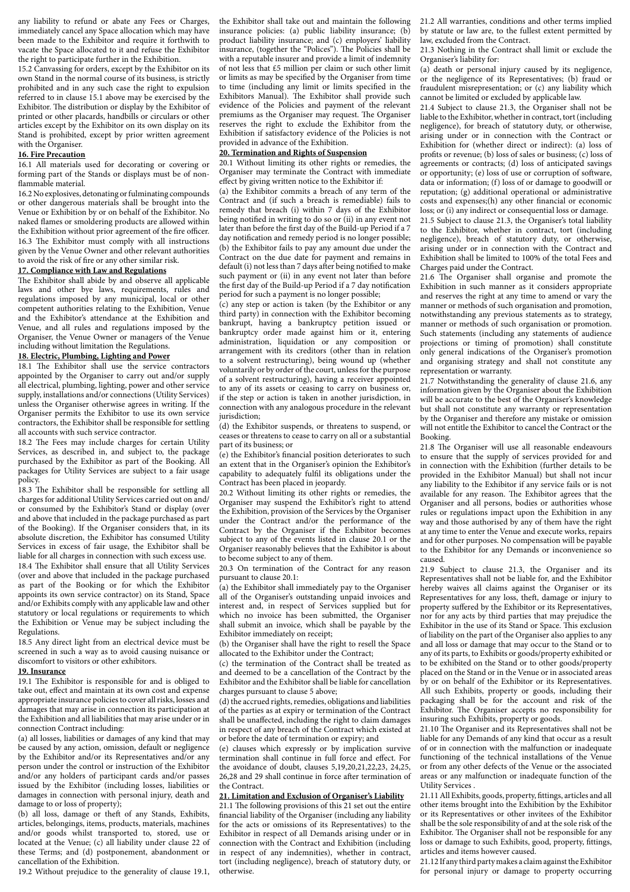any liability to refund or abate any Fees or Charges, immediately cancel any Space allocation which may have been made to the Exhibitor and require it forthwith to vacate the Space allocated to it and refuse the Exhibitor the right to participate further in the Exhibition.

15.2 Canvassing for orders, except by the Exhibitor on its own Stand in the normal course of its business, is strictly prohibited and in any such case the right to expulsion referred to in clause 15.1 above may be exercised by the Exhibitor. The distribution or display by the Exhibitor of printed or other placards, handbills or circulars or other articles except by the Exhibitor on its own display on its Stand is prohibited, except by prior written agreement with the Organiser.

**16. Fire Precaution**

16.1 All materials used for decorating or covering or forming part of the Stands or displays must be of non-flammable material.

16.2 No explosives, detonating or fulminating compounds or other dangerous materials shall be brought into the Venue or Exhibition by or on behalf of the Exhibitor. No naked flames or smoldering products are allowed within the Exhibition without prior agreement of the fire officer.

16.3 The Exhibitor must comply with all instructions given by the Venue Owner and other relevant authorities to avoid the risk of fire or any other similar risk.

**17. Compliance with Law and Regulations**

The Exhibitor shall abide by and observe all applicable laws and other bye laws, requirements, rules and regulations imposed by any municipal, local or other competent authorities relating to the Exhibition, Venue and the Exhibitor's attendance at the Exhibition and Venue, and all rules and regulations imposed by the Organiser, the Venue Owner or managers of the Venue including without limitation the Regulations.

**18. Electric, Plumbing, Lighting and Power**

18.1 The Exhibitor shall use the service contractors appointed by the Organiser to carry out and/or supply all electrical, plumbing, lighting, power and other service supply, installations and/or connections (Utility Services) unless the Organiser otherwise agrees in writing. If the Organiser permits the Exhibitor to use its own service contractors, the Exhibitor shall be responsible for settling all accounts with such service contractor.

18.2 The Fees may include charges for certain Utility Services, as described in, and subject to, the package purchased by the Exhibitor as part of the Booking. All packages for Utility Services are subject to a fair usage policy.

18.3 The Exhibitor shall be responsible for settling all charges for additional Utility Services carried out on and/or consumed by the Exhibitor's Stand or display (over and above that included in the package purchased as part of the Booking). If the Organiser considers that, in its absolute discretion, the Exhibitor has consumed Utility Services in excess of fair usage, the Exhibitor shall be liable for all charges in connection with such excess use.

18.4 The Exhibitor shall ensure that all Utility Services (over and above that included in the package purchased as part of the Booking or for which the Exhibitor appoints its own service contractor) on its Stand, Space and/or Exhibits comply with any applicable law and other statutory or local regulations or requirements to which the Exhibition or Venue may be subject including the Regulations.

18.5 Any direct light from an electrical device must be screened in such a way as to avoid causing nuisance or discomfort to visitors or other exhibitors.

**19. Insurance**

19.1 The Exhibitor is responsible for and is obliged to take out, effect and maintain at its own cost and expense appropriate insurance policies to cover all risks, losses and damages that may arise in connection its participation at the Exhibition and all liabilities that may arise under or in connection Contract including:

(a) all losses, liabilities or damages of any kind that may be caused by any action, omission, default or negligence by the Exhibitor and/or its Representatives and/or any person under the control or instruction of the Exhibitor and/or any holders of participant cards and/or passes issued by the Exhibitor (including losses, liabilities or damages in connection with personal injury, death and damage to or loss of property);

(b) all loss, damage or theft of any Stands, Exhibits, articles, belongings, items, products, materials, machines and/or goods whilst transported to, stored, use or located at the Venue; (c) all liability under clause 22 of these Terms; and (d) postponement, abandonment or cancellation of the Exhibition.

19.2 Without prejudice to the generality of clause 19.1, the Exhibitor shall take out and maintain the following insurance policies: (a) public liability insurance; (b) product liability insurance; and (c) employers' liability insurance, (together the "Polices"). The Policies shall be with a reputable insurer and provide a limit of indemnity of not less that £5 million per claim or such other limit or limits as may be specified by the Organiser from time to time (including any limit or limits specified in the Exhibitors Manual). The Exhibitor shall provide such evidence of the Policies and payment of the relevant premiums as the Organiser may request. The Organiser reserves the right to exclude the Exhibitor from the Exhibition if satisfactory evidence of the Policies is not provided in advance of the Exhibition.

**20. Termination and Rights of Suspension**

20.1 Without limiting its other rights or remedies, the Organiser may terminate the Contract with immediate effect by giving written notice to the Exhibitor if:

(a) the Exhibitor commits a breach of any term of the Contract and (if such a breach is remediable) fails to remedy that breach (i) within 7 days of the Exhibitor being notified in writing to do so or (ii) in any event not later than before the first day of the Build-up Period if a 7 day notification and remedy period is no longer possible;

(b) the Exhibitor fails to pay any amount due under the Contract on the due date for payment and remains in default (i) not less than 7 days after being notified to make such payment or (ii) in any event not later than before the first day of the Build-up Period if a 7 day notification period for such a payment is no longer possible;

(c) any step or action is taken (by the Exhibitor or any third party) in connection with the Exhibitor becoming bankrupt, having a bankruptcy petition issued or bankruptcy order made against him or it, entering administration, liquidation or any composition or arrangement with its creditors (other than in relation to a solvent restructuring), being wound up (whether voluntarily or by order of the court, unless for the purpose of a solvent restructuring), having a receiver appointed to any of its assets or ceasing to carry on business or, if the step or action is taken in another jurisdiction, in connection with any analogous procedure in the relevant jurisdiction;

(d) the Exhibitor suspends, or threatens to suspend, or ceases or threatens to cease to carry on all or a substantial part of its business; or

(e) the Exhibitor's financial position deteriorates to such an extent that in the Organiser's opinion the Exhibitor's capability to adequately fulfil its obligations under the Contract has been placed in jeopardy.

20.2 Without limiting its other rights or remedies, the Organiser may suspend the Exhibitor's right to attend the Exhibition, provision of the Services by the Organiser under the Contract and/or the performance of the Contract by the Organiser if the Exhibitor becomes subject to any of the events listed in clause 20.1 or the Organiser reasonably believes that the Exhibitor is about to become subject to any of them.

20.3 On termination of the Contract for any reason pursuant to clause 20.1:

(a) the Exhibitor shall immediately pay to the Organiser all of the Organiser's outstanding unpaid invoices and interest and, in respect of Services supplied but for which no invoice has been submitted, the Organiser shall submit an invoice, which shall be payable by the Exhibitor immediately on receipt;

(b) the Organiser shall have the right to resell the Space allocated to the Exhibitor under the Contract;

(c) the termination of the Contract shall be treated as and deemed to be a cancellation of the Contract by the Exhibitor and the Exhibitor shall be liable for cancellation charges pursuant to clause 5 above;

(d) the accrued rights, remedies, obligations and liabilities of the parties as at expiry or termination of the Contract shall be unaffected, including the right to claim damages in respect of any breach of the Contract which existed at or before the date of termination or expiry; and

(e) clauses which expressly or by implication survive termination shall continue in full force and effect. For the avoidance of doubt, clauses 5,19,20,21,22,23, 24,25, 26,28 and 29 shall continue in force after termination of the Contract.

**21. Limitation and Exclusion of Organiser's Liability**

21.1 The following provisions of this 21 set out the entire financial liability of the Organiser (including any liability for the acts or omissions of its Representatives) to the Exhibitor in respect of all Demands arising under or in connection with the Contract and Exhibition (including in respect of any indemnities), whether in contract, tort (including negligence), breach of statutory duty, or otherwise.

21.2 All warranties, conditions and other terms implied by statute or law are, to the fullest extent permitted by law, excluded from the Contract.

21.3 Nothing in the Contract shall limit or exclude the Organiser's liability for:

(a) death or personal injury caused by its negligence, or the negligence of its Representatives; (b) fraud or fraudulent misrepresentation; or (c) any liability which cannot be limited or excluded by applicable law.

21.4 Subject to clause 21.3, the Organiser shall not be liable to the Exhibitor, whether in contract, tort (including negligence), for breach of statutory duty, or otherwise, arising under or in connection with the Contract or Exhibition for (whether direct or indirect): (a) loss of profits or revenue; (b) loss of sales or business; (c) loss of agreements or contracts; (d) loss of anticipated savings or opportunity; (e) loss of use or corruption of software, data or information; (f) loss of or damage to goodwill or reputation; (g) additional operational or administrative costs and expenses;(h) any other financial or economic loss; or (i) any indirect or consequential loss or damage.

21.5 Subject to clause 21.3, the Organiser's total liability to the Exhibitor, whether in contract, tort (including negligence), breach of statutory duty, or otherwise, arising under or in connection with the Contract and Exhibition shall be limited to 100% of the total Fees and Charges paid under the Contract.

21.6 The Organiser shall organise and promote the Exhibition in such manner as it considers appropriate and reserves the right at any time to amend or vary the manner or methods of such organisation and promotion, notwithstanding any previous statements as to strategy, manner or methods of such organisation or promotion. Such statements (including any statements of audience projections or timing of promotion) shall constitute only general indications of the Organiser's promotion and organising strategy and shall not constitute any representation or warranty.

21.7 Notwithstanding the generality of clause 21.6, any information given by the Organiser about the Exhibition will be accurate to the best of the Organiser's knowledge but shall not constitute any warranty or representation by the Organiser and therefore any mistake or omission will not entitle the Exhibitor to cancel the Contract or the Booking.

21.8 The Organiser will use all reasonable endeavours to ensure that the supply of services provided for and in connection with the Exhibition (further details to be provided in the Exhibitor Manual) but shall not incur any liability to the Exhibitor if any service fails or is not available for any reason. The Exhibitor agrees that the Organiser and all persons, bodies or authorities whose rules or regulations impact upon the Exhibition in any way and those authorised by any of them have the right at any time to enter the Venue and execute works, repairs and for other purposes. No compensation will be payable to the Exhibitor for any Demands or inconvenience so caused.

21.9 Subject to clause 21.3, the Organiser and its Representatives shall not be liable for, and the Exhibitor hereby waives all claims against the Organiser or its Representatives for any loss, theft, damage or injury to property suffered by the Exhibitor or its Representatives, nor for any acts by third parties that may prejudice the Exhibitor in the use of its Stand or Space. This exclusion of liability on the part of the Organiser also applies to any and all loss or damage that may occur to the Stand or to any of its parts, to Exhibits or goods/property exhibited or to be exhibited on the Stand or to other goods/property placed on the Stand or in the Venue or in associated areas by or on behalf of the Exhibitor or its Representatives. All such Exhibits, property or goods, including their packaging shall be for the account and risk of the Exhibitor. The Organiser accepts no responsibility for insuring such Exhibits, property or goods.

21.10 The Organiser and its Representatives shall not be liable for any Demands of any kind that occur as a result of or in connection with the malfunction or inadequate functioning of the technical installations of the Venue or from any other defects of the Venue or the associated areas or any malfunction or inadequate function of the Utility Services .

21.11 All Exhibits, goods, property, fittings, articles and all other items brought into the Exhibition by the Exhibitor or its Representatives or other invitees of the Exhibitor shall be the sole responsibility of and at the sole risk of the Exhibitor. The Organiser shall not be responsible for any loss or damage to such Exhibits, good, property, fittings, articles and items however caused.

21.12 If any third party makes a claim against the Exhibitor for personal injury or damage to property occurring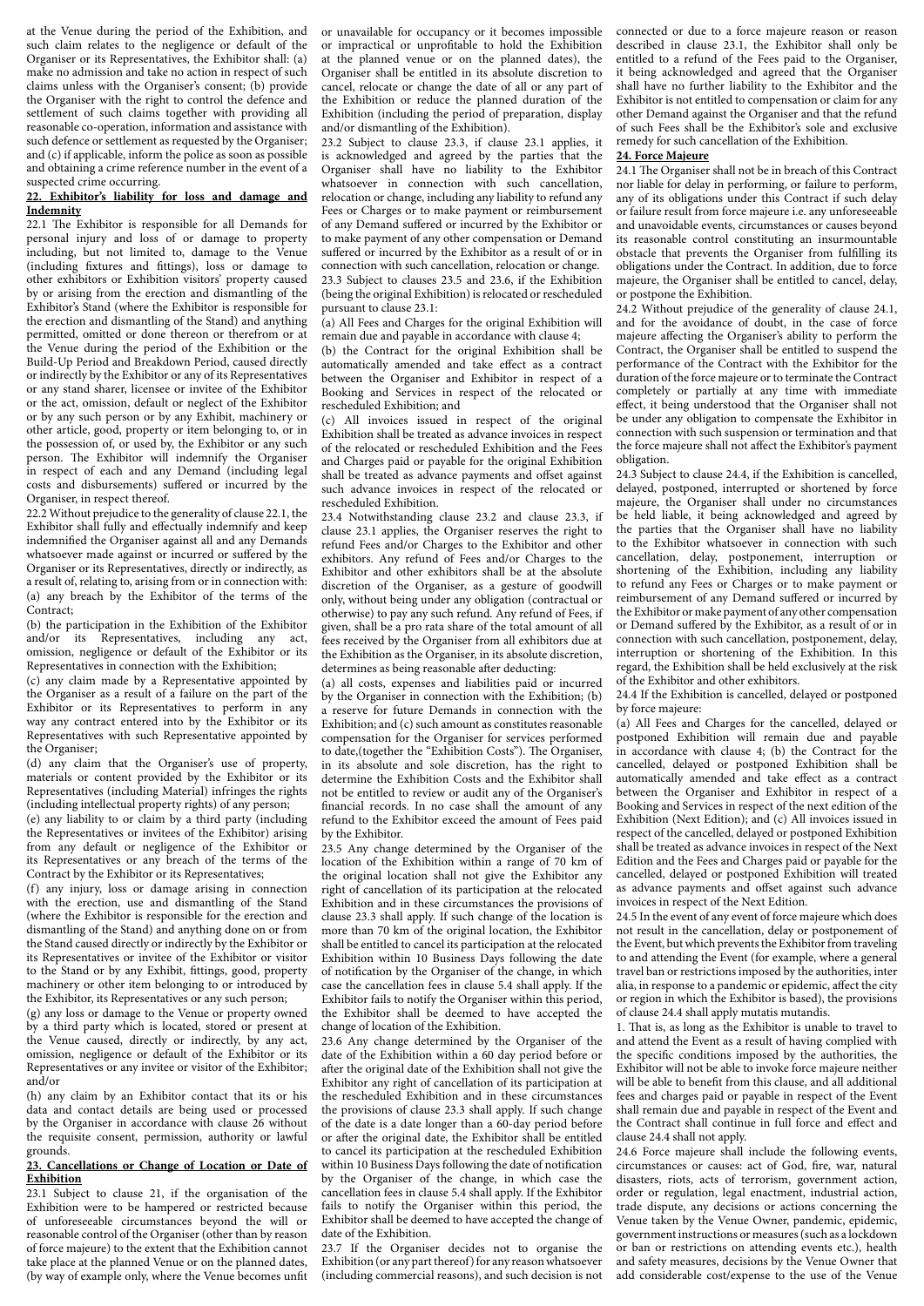at the Venue during the period of the Exhibition, and such claim relates to the negligence or default of the Organiser or its Representatives, the Exhibitor shall: (a) make no admission and take no action in respect of such claims unless with the Organiser's consent; (b) provide the Organiser with the right to control the defence and settlement of such claims together with providing all reasonable co-operation, information and assistance with such defence or settlement as requested by the Organiser; and (c) if applicable, inform the police as soon as possible and obtaining a crime reference number in the event of a suspected crime occurring.

**22. Exhibitor's liability for loss and damage and Indemnity**

22.1 The Exhibitor is responsible for all Demands for personal injury and loss of or damage to property including, but not limited to, damage to the Venue (including fixtures and fittings), loss or damage to other exhibitors or Exhibition visitors' property caused by or arising from the erection and dismantling of the Exhibitor's Stand (where the Exhibitor is responsible for the erection and dismantling of the Stand) and anything permitted, omitted or done thereon or therefrom or at the Venue during the period of the Exhibition or the Build-Up Period and Breakdown Period, caused directly or indirectly by the Exhibitor or any of its Representatives or any stand sharer, licensee or invitee of the Exhibitor or the act, omission, default or neglect of the Exhibitor or by any such person or by any Exhibit, machinery or other article, good, property or item belonging to, or in the possession of, or used by, the Exhibitor or any such person. The Exhibitor will indemnify the Organiser in respect of each and any Demand (including legal costs and disbursements) suffered or incurred by the Organiser, in respect thereof.

22.2 Without prejudice to the generality of clause 22.1, the Exhibitor shall fully and effectually indemnify and keep indemnified the Organiser against all and any Demands whatsoever made against or incurred or suffered by the Organiser or its Representatives, directly or indirectly, as a result of, relating to, arising from or in connection with:

(a) any breach by the Exhibitor of the terms of the Contract;

(b) the participation in the Exhibition of the Exhibitor and/or its Representatives, including any act, omission, negligence or default of the Exhibitor or its Representatives in connection with the Exhibition;

(c) any claim made by a Representative appointed by the Organiser as a result of a failure on the part of the Exhibitor or its Representatives to perform in any way any contract entered into by the Exhibitor or its Representatives with such Representative appointed by the Organiser;

(d) any claim that the Organiser's use of property, materials or content provided by the Exhibitor or its Representatives (including Material) infringes the rights (including intellectual property rights) of any person;

(e) any liability to or claim by a third party (including the Representatives or invitees of the Exhibitor) arising from any default or negligence of the Exhibitor or its Representatives or any breach of the terms of the Contract by the Exhibitor or its Representatives;

(f) any injury, loss or damage arising in connection with the erection, use and dismantling of the Stand (where the Exhibitor is responsible for the erection and dismantling of the Stand) and anything done on or from the Stand caused directly or indirectly by the Exhibitor or its Representatives or invitee of the Exhibitor or visitor to the Stand or by any Exhibit, fittings, good, property machinery or other item belonging to or introduced by the Exhibitor, its Representatives or any such person;

(g) any loss or damage to the Venue or property owned by a third party which is located, stored or present at the Venue caused, directly or indirectly, by any act, omission, negligence or default of the Exhibitor or its Representatives or any invitee or visitor of the Exhibitor; and/or

(h) any claim by an Exhibitor contact that its or his data and contact details are being used or processed by the Organiser in accordance with clause 26 without the requisite consent, permission, authority or lawful grounds.

**23. Cancellations or Change of Location or Date of Exhibition**

23.1 Subject to clause 21, if the organisation of the Exhibition were to be hampered or restricted because of unforeseeable circumstances beyond the will or reasonable control of the Organiser (other than by reason of force majeure) to the extent that the Exhibition cannot take place at the planned Venue or on the planned dates, (by way of example only, where the Venue becomes unfit or unavailable for occupancy or it becomes impossible or impractical or unprofitable to hold the Exhibition at the planned venue or on the planned dates), the Organiser shall be entitled in its absolute discretion to cancel, relocate or change the date of all or any part of the Exhibition or reduce the planned duration of the Exhibition (including the period of preparation, display and/or dismantling of the Exhibition).

23.2 Subject to clause 23.3, if clause 23.1 applies, it is acknowledged and agreed by the parties that the Organiser shall have no liability to the Exhibitor whatsoever in connection with such cancellation, relocation or change, including any liability to refund any Fees or Charges or to make payment or reimbursement of any Demand suffered or incurred by the Exhibitor or to make payment of any other compensation or Demand suffered or incurred by the Exhibitor as a result of or in connection with such cancellation, relocation or change.

23.3 Subject to clauses 23.5 and 23.6, if the Exhibition (being the original Exhibition) is relocated or rescheduled pursuant to clause 23.1:

(a) All Fees and Charges for the original Exhibition will remain due and payable in accordance with clause 4;

(b) the Contract for the original Exhibition shall be automatically amended and take effect as a contract between the Organiser and Exhibitor in respect of a Booking and Services in respect of the relocated or rescheduled Exhibition; and

(c) All invoices issued in respect of the original Exhibition shall be treated as advance invoices in respect of the relocated or rescheduled Exhibition and the Fees and Charges paid or payable for the original Exhibition shall be treated as advance payments and offset against such advance invoices in respect of the relocated or rescheduled Exhibition.

23.4 Notwithstanding clause 23.2 and clause 23.3, if clause 23.1 applies, the Organiser reserves the right to refund Fees and/or Charges to the Exhibitor and other exhibitors. Any refund of Fees and/or Charges to the Exhibitor and other exhibitors shall be at the absolute discretion of the Organiser, as a gesture of goodwill only, without being under any obligation (contractual or otherwise) to pay any such refund. Any refund of Fees, if given, shall be a pro rata share of the total amount of all fees received by the Organiser from all exhibitors due at the Exhibition as the Organiser, in its absolute discretion, determines as being reasonable after deducting:

(a) all costs, expenses and liabilities paid or incurred by the Organiser in connection with the Exhibition; (b) a reserve for future Demands in connection with the Exhibition; and (c) such amount as constitutes reasonable compensation for the Organiser for services performed to date,(together the "Exhibition Costs"). The Organiser, in its absolute and sole discretion, has the right to determine the Exhibition Costs and the Exhibitor shall not be entitled to review or audit any of the Organiser's financial records. In no case shall the amount of any refund to the Exhibitor exceed the amount of Fees paid by the Exhibitor.

23.5 Any change determined by the Organiser of the location of the Exhibition within a range of 70 km of the original location shall not give the Exhibitor any right of cancellation of its participation at the relocated Exhibition and in these circumstances the provisions of clause 23.3 shall apply. If such change of the location is more than 70 km of the original location, the Exhibitor shall be entitled to cancel its participation at the relocated Exhibition within 10 Business Days following the date of notification by the Organiser of the change, in which case the cancellation fees in clause 5.4 shall apply. If the Exhibitor fails to notify the Organiser within this period, the Exhibitor shall be deemed to have accepted the change of location of the Exhibition.

23.6 Any change determined by the Organiser of the date of the Exhibition within a 60 day period before or after the original date of the Exhibition shall not give the Exhibitor any right of cancellation of its participation at the rescheduled Exhibition and in these circumstances the provisions of clause 23.3 shall apply. If such change of the date is a date longer than a 60-day period before or after the original date, the Exhibitor shall be entitled to cancel its participation at the rescheduled Exhibition within 10 Business Days following the date of notification by the Organiser of the change, in which case the cancellation fees in clause 5.4 shall apply. If the Exhibitor fails to notify the Organiser within this period, the Exhibitor shall be deemed to have accepted the change of date of the Exhibition.

23.7 If the Organiser decides not to organise the Exhibition (or any part thereof) for any reason whatsoever (including commercial reasons), and such decision is not connected or due to a force majeure reason or reason described in clause 23.1, the Exhibitor shall only be entitled to a refund of the Fees paid to the Organiser, it being acknowledged and agreed that the Organiser shall have no further liability to the Exhibitor and the Exhibitor is not entitled to compensation or claim for any other Demand against the Organiser and that the refund of such Fees shall be the Exhibitor's sole and exclusive remedy for such cancellation of the Exhibition.

**24. Force Majeure**

24.1 The Organiser shall not be in breach of this Contract nor liable for delay in performing, or failure to perform, any of its obligations under this Contract if such delay or failure result from force majeure i.e. any unforeseeable and unavoidable events, circumstances or causes beyond its reasonable control constituting an insurmountable obstacle that prevents the Organiser from fulfilling its obligations under the Contract. In addition, due to force majeure, the Organiser shall be entitled to cancel, delay, or postpone the Exhibition.

24.2 Without prejudice of the generality of clause 24.1, and for the avoidance of doubt, in the case of force majeure affecting the Organiser's ability to perform the Contract, the Organiser shall be entitled to suspend the performance of the Contract with the Exhibitor for the duration of the force majeure or to terminate the Contract completely or partially at any time with immediate effect, it being understood that the Organiser shall not be under any obligation to compensate the Exhibitor in connection with such suspension or termination and that the force majeure shall not affect the Exhibitor's payment obligation.

24.3 Subject to clause 24.4, if the Exhibition is cancelled, delayed, postponed, interrupted or shortened by force majeure, the Organiser shall under no circumstances be held liable, it being acknowledged and agreed by the parties that the Organiser shall have no liability to the Exhibitor whatsoever in connection with such cancellation, delay, postponement, interruption or shortening of the Exhibition, including any liability to refund any Fees or Charges or to make payment or reimbursement of any Demand suffered or incurred by the Exhibitor or make payment of any other compensation or Demand suffered by the Exhibitor, as a result of or in connection with such cancellation, postponement, delay, interruption or shortening of the Exhibition. In this regard, the Exhibition shall be held exclusively at the risk of the Exhibitor and other exhibitors.

24.4 If the Exhibition is cancelled, delayed or postponed by force majeure:

(a) All Fees and Charges for the cancelled, delayed or postponed Exhibition will remain due and payable in accordance with clause 4; (b) the Contract for the cancelled, delayed or postponed Exhibition shall be automatically amended and take effect as a contract between the Organiser and Exhibitor in respect of a Booking and Services in respect of the next edition of the Exhibition (Next Edition); and (c) All invoices issued in respect of the cancelled, delayed or postponed Exhibition shall be treated as advance invoices in respect of the Next Edition and the Fees and Charges paid or payable for the cancelled, delayed or postponed Exhibition will treated as advance payments and offset against such advance invoices in respect of the Next Edition.

24.5 In the event of any event of force majeure which does not result in the cancellation, delay or postponement of the Event, but which prevents the Exhibitor from traveling to and attending the Event (for example, where a general travel ban or restrictions imposed by the authorities, inter alia, in response to a pandemic or epidemic, affect the city or region in which the Exhibitor is based), the provisions of clause 24.4 shall apply mutatis mutandis.

1. That is, as long as the Exhibitor is unable to travel to and attend the Event as a result of having complied with the specific conditions imposed by the authorities, the Exhibitor will not be able to invoke force majeure neither will be able to benefit from this clause, and all additional fees and charges paid or payable in respect of the Event shall remain due and payable in respect of the Event and the Contract shall continue in full force and effect and clause 24.4 shall not apply.

24.6 Force majeure shall include the following events, circumstances or causes: act of God, fire, war, natural disasters, riots, acts of terrorism, government action, order or regulation, legal enactment, industrial action, trade dispute, any decisions or actions concerning the Venue taken by the Venue Owner, pandemic, epidemic, government instructions or measures (such as a lockdown or ban or restrictions on attending events etc.), health and safety measures, decisions by the Venue Owner that add considerable cost/expense to the use of the Venue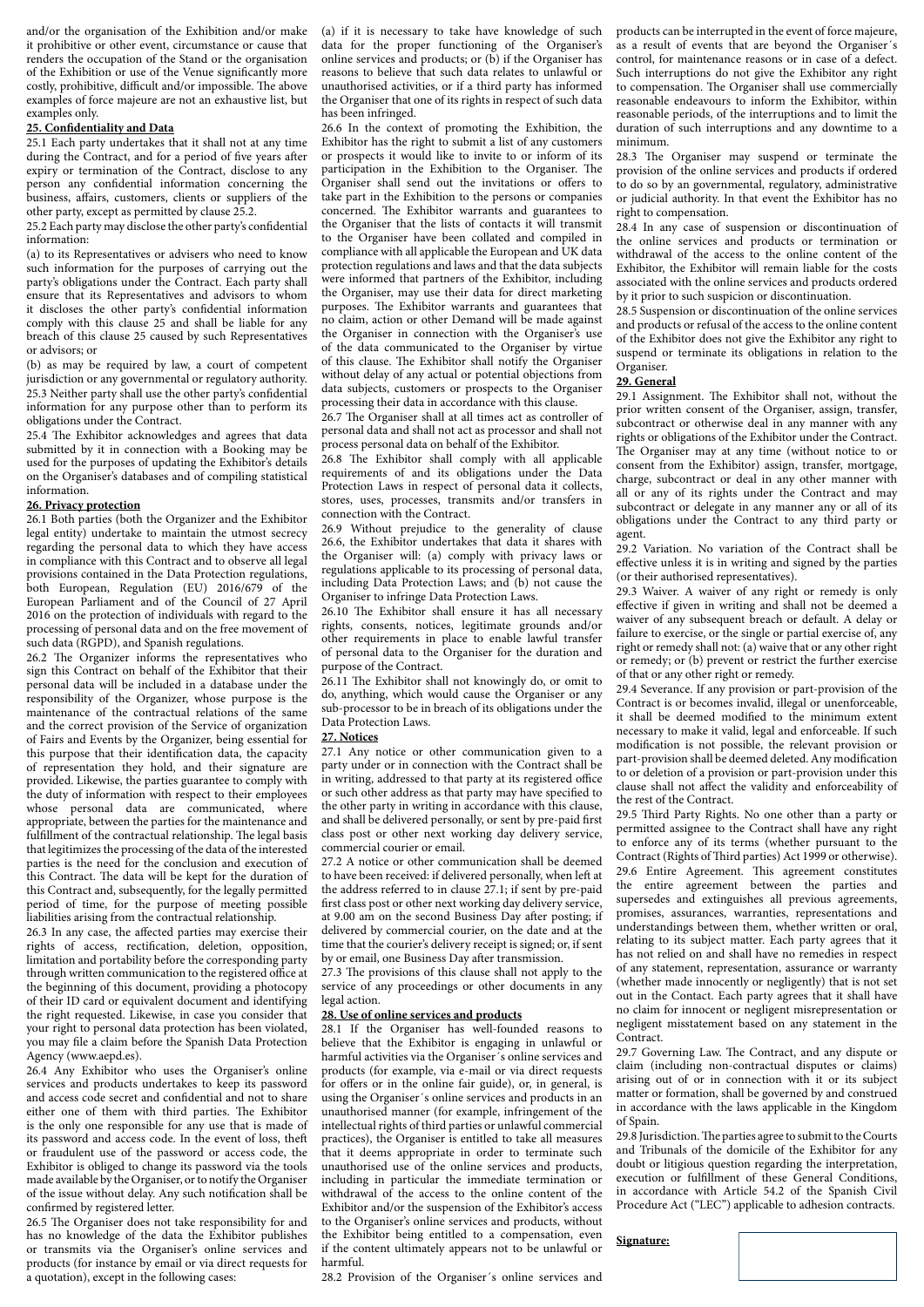and/or the organisation of the Exhibition and/or make it prohibitive or other event, circumstance or cause that renders the occupation of the Stand or the organisation of the Exhibition or use of the Venue significantly more costly, prohibitive, difficult and/or impossible. The above examples of force majeure are not an exhaustive list, but examples only.

**25. Confidentiality and Data**

25.1 Each party undertakes that it shall not at any time during the Contract, and for a period of five years after expiry or termination of the Contract, disclose to any person any confidential information concerning the business, affairs, customers, clients or suppliers of the other party, except as permitted by clause 25.2.

25.2 Each party may disclose the other party's confidential information:

(a) to its Representatives or advisers who need to know such information for the purposes of carrying out the party's obligations under the Contract. Each party shall ensure that its Representatives and advisors to whom it discloses the other party's confidential information comply with this clause 25 and shall be liable for any breach of this clause 25 caused by such Representatives or advisors; or

(b) as may be required by law, a court of competent jurisdiction or any governmental or regulatory authority.

25.3 Neither party shall use the other party's confidential information for any purpose other than to perform its obligations under the Contract.

25.4 The Exhibitor acknowledges and agrees that data submitted by it in connection with a Booking may be used for the purposes of updating the Exhibitor's details on the Organiser's databases and of compiling statistical information.

**26. Privacy protection**

26.1 Both parties (both the Organizer and the Exhibitor legal entity) undertake to maintain the utmost secrecy regarding the personal data to which they have access in compliance with this Contract and to observe all legal provisions contained in the Data Protection regulations, both European, Regulation (EU) 2016/679 of the European Parliament and of the Council of 27 April 2016 on the protection of individuals with regard to the processing of personal data and on the free movement of such data (RGPD), and Spanish regulations.

26.2 The Organizer informs the representatives who sign this Contract on behalf of the Exhibitor that their personal data will be included in a database under the responsibility of the Organizer, whose purpose is the maintenance of the contractual relations of the same and the correct provision of the Service of organization of Fairs and Events by the Organizer, being essential for this purpose that their identification data, the capacity of representation they hold, and their signature are provided. Likewise, the parties guarantee to comply with the duty of information with respect to their employees whose personal data are communicated, where appropriate, between the parties for the maintenance and fulfillment of the contractual relationship. The legal basis that legitimizes the processing of the data of the interested parties is the need for the conclusion and execution of this Contract. The data will be kept for the duration of this Contract and, subsequently, for the legally permitted period of time, for the purpose of meeting possible liabilities arising from the contractual relationship.

26.3 In any case, the affected parties may exercise their rights of access, rectification, deletion, opposition, limitation and portability before the corresponding party through written communication to the registered office at the beginning of this document, providing a photocopy of their ID card or equivalent document and identifying the right requested. Likewise, in case you consider that your right to personal data protection has been violated, you may file a claim before the Spanish Data Protection Agency (www.aepd.es).

26.4 Any Exhibitor who uses the Organiser's online services and products undertakes to keep its password and access code secret and confidential and not to share either one of them with third parties. The Exhibitor is the only one responsible for any use that is made of its password and access code. In the event of loss, theft or fraudulent use of the password or access code, the Exhibitor is obliged to change its password via the tools made available by the Organiser, or to notify the Organiser of the issue without delay. Any such notification shall be confirmed by registered letter.

26.5 The Organiser does not take responsibility for and has no knowledge of the data the Exhibitor publishes or transmits via the Organiser's online services and products (for instance by email or via direct requests for a quotation), except in the following cases: (a) if it is necessary to take have knowledge of such data for the proper functioning of the Organiser's online services and products; or (b) if the Organiser has reasons to believe that such data relates to unlawful or unauthorised activities, or if a third party has informed the Organiser that one of its rights in respect of such data has been infringed.

26.6 In the context of promoting the Exhibition, the Exhibitor has the right to submit a list of any customers or prospects it would like to invite to or inform of its participation in the Exhibition to the Organiser. The Organiser shall send out the invitations or offers to take part in the Exhibition to the persons or companies concerned. The Exhibitor warrants and guarantees to the Organiser that the lists of contacts it will transmit to the Organiser have been collated and compiled in compliance with all applicable the European and UK data protection regulations and laws and that the data subjects were informed that partners of the Exhibitor, including the Organiser, may use their data for direct marketing purposes. The Exhibitor warrants and guarantees that no claim, action or other Demand will be made against the Organiser in connection with the Organiser's use of the data communicated to the Organiser by virtue of this clause. The Exhibitor shall notify the Organiser without delay of any actual or potential objections from data subjects, customers or prospects to the Organiser processing their data in accordance with this clause.

26.7 The Organiser shall at all times act as controller of personal data and shall not act as processor and shall not process personal data on behalf of the Exhibitor.

26.8 The Exhibitor shall comply with all applicable requirements of and its obligations under the Data Protection Laws in respect of personal data it collects, stores, uses, processes, transmits and/or transfers in connection with the Contract.

26.9 Without prejudice to the generality of clause 26.6, the Exhibitor undertakes that data it shares with the Organiser will: (a) comply with privacy laws or regulations applicable to its processing of personal data, including Data Protection Laws; and (b) not cause the Organiser to infringe Data Protection Laws.

26.10 The Exhibitor shall ensure it has all necessary rights, consents, notices, legitimate grounds and/or other requirements in place to enable lawful transfer of personal data to the Organiser for the duration and purpose of the Contract.

26.11 The Exhibitor shall not knowingly do, or omit to do, anything, which would cause the Organiser or any sub-processor to be in breach of its obligations under the Data Protection Laws.

**27. Notices**

27.1 Any notice or other communication given to a party under or in connection with the Contract shall be in writing, addressed to that party at its registered office or such other address as that party may have specified to the other party in writing in accordance with this clause, and shall be delivered personally, or sent by pre-paid first class post or other next working day delivery service, commercial courier or email.

27.2 A notice or other communication shall be deemed to have been received: if delivered personally, when left at the address referred to in clause 27.1; if sent by pre-paid first class post or other next working day delivery service, at 9.00 am on the second Business Day after posting; if delivered by commercial courier, on the date and at the time that the courier's delivery receipt is signed; or, if sent by or email, one Business Day after transmission.

27.3 The provisions of this clause shall not apply to the service of any proceedings or other documents in any legal action.

**28. Use of online services and products**

28.1 If the Organiser has well-founded reasons to believe that the Exhibitor is engaging in unlawful or harmful activities via the Organiser´s online services and products (for example, via e-mail or via direct requests for offers or in the online fair guide), or, in general, is using the Organiser´s online services and products in an unauthorised manner (for example, infringement of the intellectual rights of third parties or unlawful commercial practices), the Organiser is entitled to take all measures that it deems appropriate in order to terminate such unauthorised use of the online services and products, including in particular the immediate termination or withdrawal of the access to the online content of the Exhibitor and/or the suspension of the Exhibitor's access to the Organiser's online services and products, without the Exhibitor being entitled to a compensation, even if the content ultimately appears not to be unlawful or harmful.

28.2 Provision of the Organiser´s online services and products can be interrupted in the event of force majeure, as a result of events that are beyond the Organiser´s control, for maintenance reasons or in case of a defect. Such interruptions do not give the Exhibitor any right to compensation. The Organiser shall use commercially reasonable endeavours to inform the Exhibitor, within reasonable periods, of the interruptions and to limit the duration of such interruptions and any downtime to a minimum.

28.3 The Organiser may suspend or terminate the provision of the online services and products if ordered to do so by an governmental, regulatory, administrative or judicial authority. In that event the Exhibitor has no right to compensation.

28.4 In any case of suspension or discontinuation of the online services and products or termination or withdrawal of the access to the online content of the Exhibitor, the Exhibitor will remain liable for the costs associated with the online services and products ordered by it prior to such suspicion or discontinuation.

28.5 Suspension or discontinuation of the online services and products or refusal of the access to the online content of the Exhibitor does not give the Exhibitor any right to suspend or terminate its obligations in relation to the Organiser.

**29. General**

29.1 Assignment. The Exhibitor shall not, without the prior written consent of the Organiser, assign, transfer, subcontract or otherwise deal in any manner with any rights or obligations of the Exhibitor under the Contract. The Organiser may at any time (without notice to or consent from the Exhibitor) assign, transfer, mortgage, charge, subcontract or deal in any other manner with all or any of its rights under the Contract and may subcontract or delegate in any manner any or all of its obligations under the Contract to any third party or agent.

29.2 Variation. No variation of the Contract shall be effective unless it is in writing and signed by the parties (or their authorised representatives).

29.3 Waiver. A waiver of any right or remedy is only effective if given in writing and shall not be deemed a waiver of any subsequent breach or default. A delay or failure to exercise, or the single or partial exercise of, any right or remedy shall not: (a) waive that or any other right or remedy; or (b) prevent or restrict the further exercise of that or any other right or remedy.

29.4 Severance. If any provision or part-provision of the Contract is or becomes invalid, illegal or unenforceable, it shall be deemed modified to the minimum extent necessary to make it valid, legal and enforceable. If such modification is not possible, the relevant provision or part-provision shall be deemed deleted. Any modification to or deletion of a provision or part-provision under this clause shall not affect the validity and enforceability of the rest of the Contract.

29.5 Third Party Rights. No one other than a party or permitted assignee to the Contract shall have any right to enforce any of its terms (whether pursuant to the Contract (Rights of Third parties) Act 1999 or otherwise).

29.6 Entire Agreement. This agreement constitutes the entire agreement between the parties and supersedes and extinguishes all previous agreements, promises, assurances, warranties, representations and understandings between them, whether written or oral, relating to its subject matter. Each party agrees that it has not relied on and shall have no remedies in respect of any statement, representation, assurance or warranty (whether made innocently or negligently) that is not set out in the Contact. Each party agrees that it shall have no claim for innocent or negligent misrepresentation or negligent misstatement based on any statement in the Contract.

29.7 Governing Law. The Contract, and any dispute or claim (including non-contractual disputes or claims) arising out of or in connection with it or its subject matter or formation, shall be governed by and construed in accordance with the laws applicable in the Kingdom of Spain.

29.8 Jurisdiction. The parties agree to submit to the Courts and Tribunals of the domicile of the Exhibitor for any doubt or litigious question regarding the interpretation, execution or fulfillment of these General Conditions, in accordance with Article 54.2 of the Spanish Civil Procedure Act ("LEC") applicable to adhesion contracts.

**Signature:**